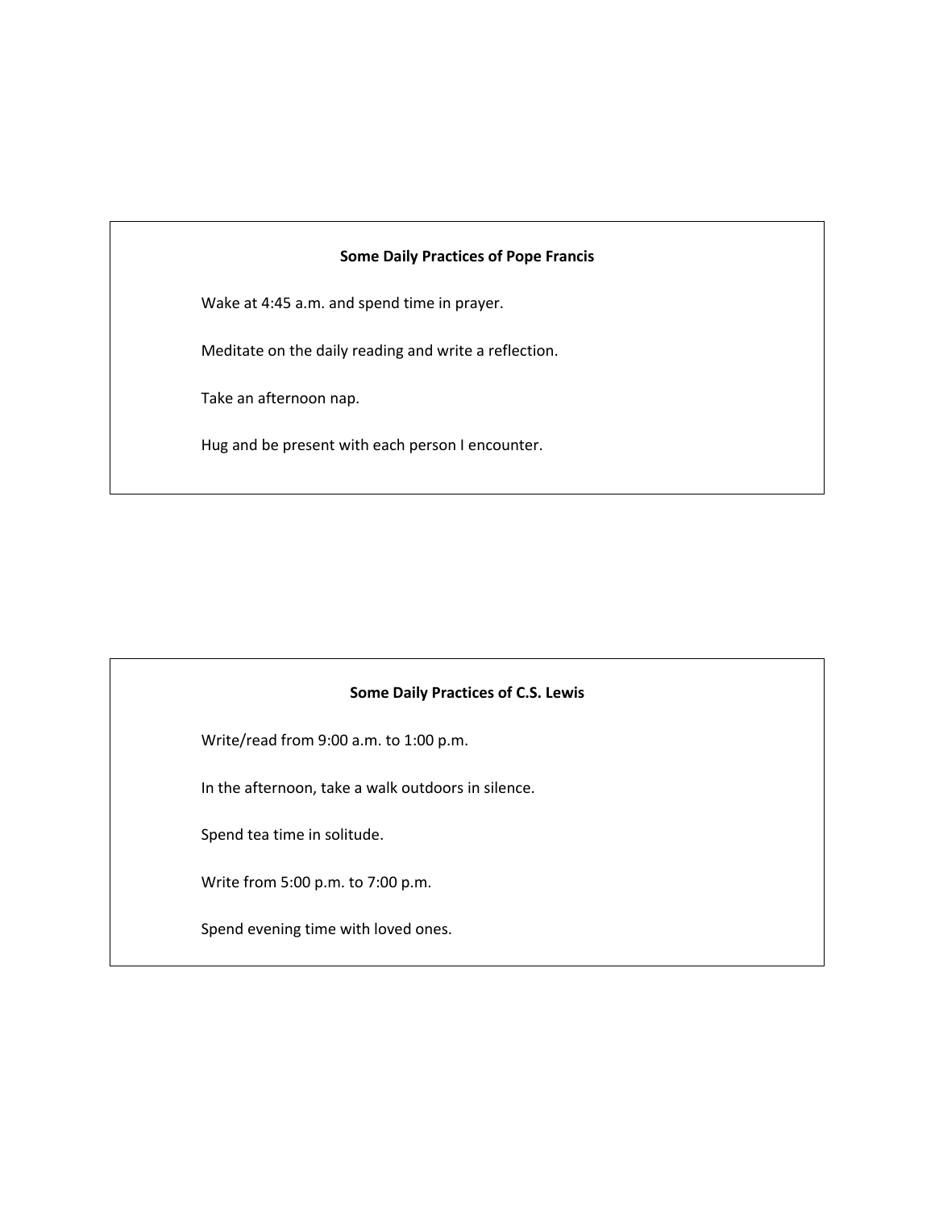**Some Daily Practices of Pope Francis**

Wake at 4:45 a.m. and spend time in prayer.

Meditate on the daily reading and write a reflection.

Take an afternoon nap.

Hug and be present with each person I encounter.

**Some Daily Practices of C.S. Lewis**

Write/read from 9:00 a.m. to 1:00 p.m.

In the afternoon, take a walk outdoors in silence.

Spend tea time in solitude.

Write from 5:00 p.m. to 7:00 p.m.

Spend evening time with loved ones.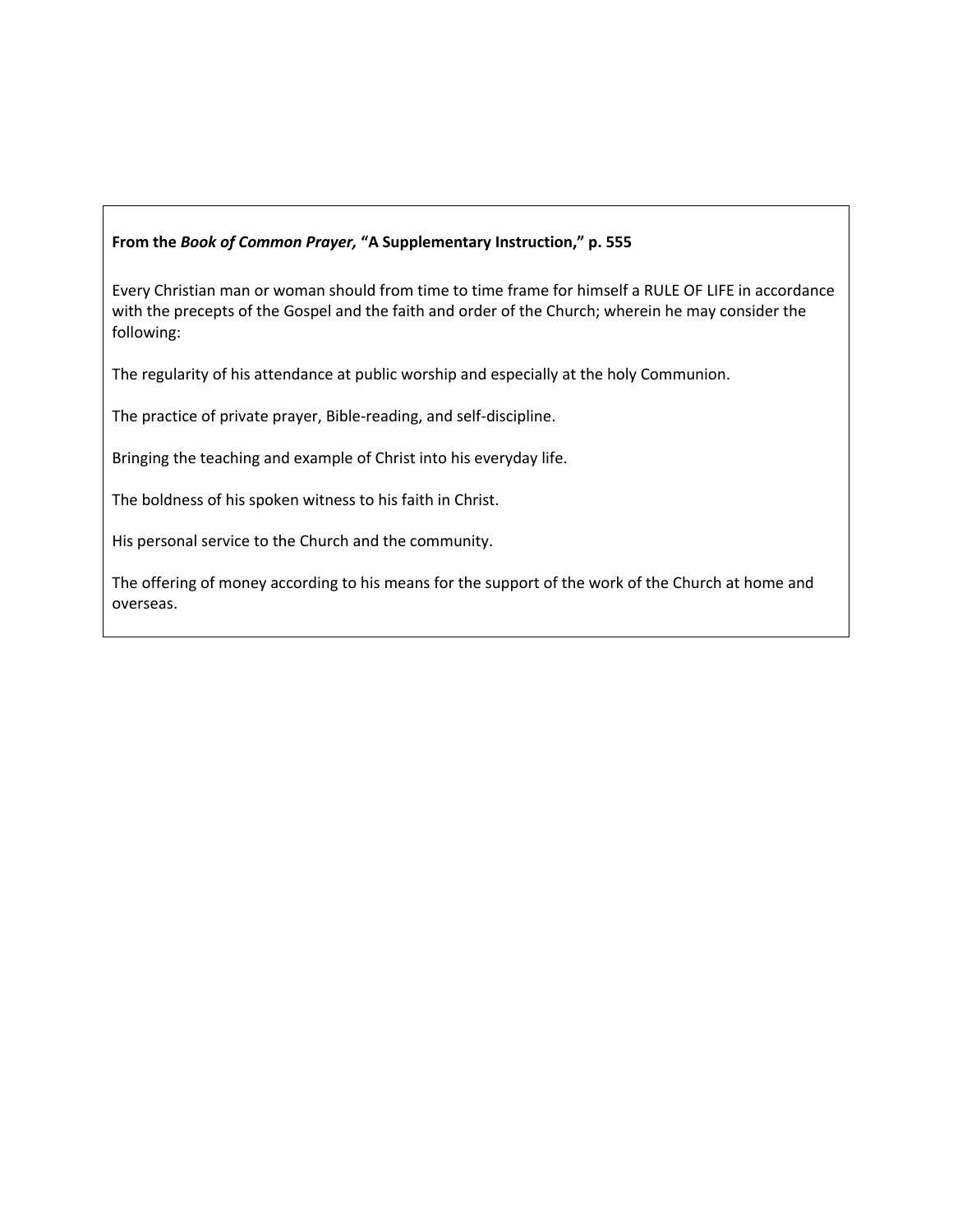**From the *Book of Common Prayer,* "A Supplementary Instruction," p. 555**

Every Christian man or woman should from time to time frame for himself a RULE OF LIFE in accordance with the precepts of the Gospel and the faith and order of the Church; wherein he may consider the following:

The regularity of his attendance at public worship and especially at the holy Communion.

The practice of private prayer, Bible-reading, and self-discipline.

Bringing the teaching and example of Christ into his everyday life.

The boldness of his spoken witness to his faith in Christ.

His personal service to the Church and the community.

The offering of money according to his means for the support of the work of the Church at home and overseas.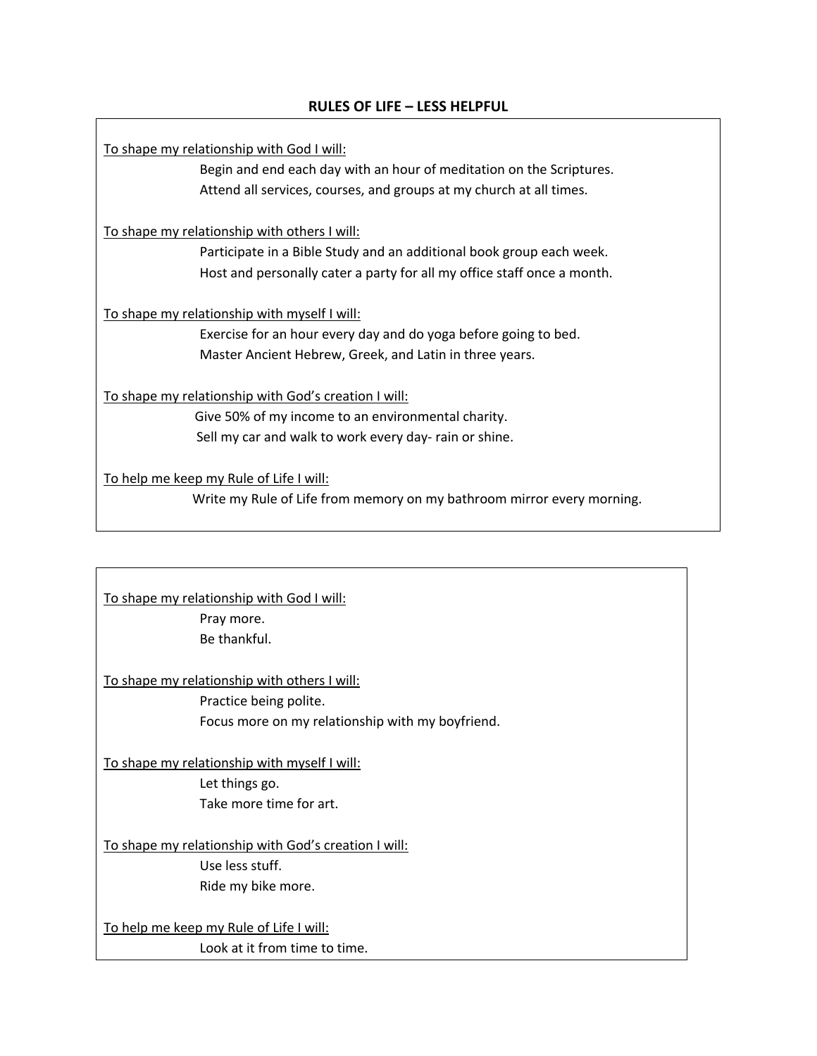## RULES OF LIFE – LESS HELPFUL

To shape my relationship with God I will:

- Begin and end each day with an hour of meditation on the Scriptures.
- Attend all services, courses, and groups at my church at all times.

To shape my relationship with others I will:

- Participate in a Bible Study and an additional book group each week.
- Host and personally cater a party for all my office staff once a month.

To shape my relationship with myself I will:

- Exercise for an hour every day and do yoga before going to bed.
- Master Ancient Hebrew, Greek, and Latin in three years.

To shape my relationship with God's creation I will:

- Give 50% of my income to an environmental charity.
- Sell my car and walk to work every day- rain or shine.

To help me keep my Rule of Life I will:

- Write my Rule of Life from memory on my bathroom mirror every morning.

---

To shape my relationship with God I will:

- Pray more.
- Be thankful.

To shape my relationship with others I will:

- Practice being polite.
- Focus more on my relationship with my boyfriend.

To shape my relationship with myself I will:

- Let things go.
- Take more time for art.

To shape my relationship with God's creation I will:

- Use less stuff.
- Ride my bike more.

To help me keep my Rule of Life I will:

- Look at it from time to time.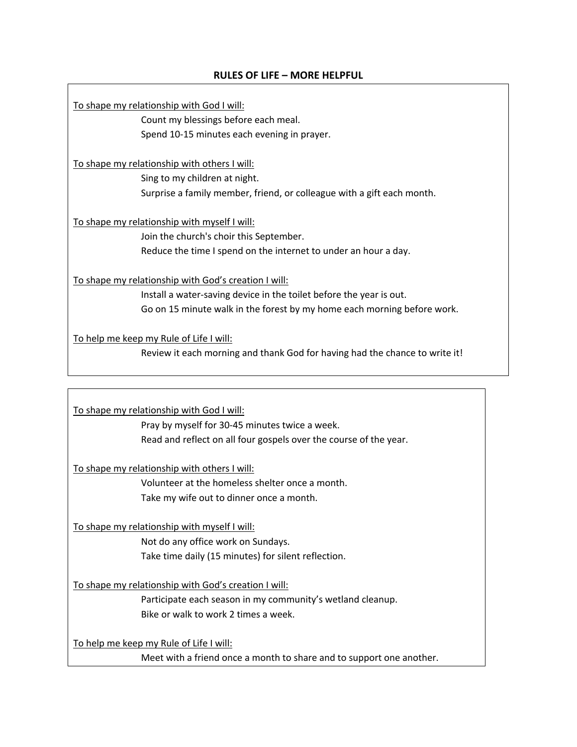## RULES OF LIFE – MORE HELPFUL

To shape my relationship with God I will:

- Count my blessings before each meal.
- Spend 10-15 minutes each evening in prayer.

To shape my relationship with others I will:

- Sing to my children at night.
- Surprise a family member, friend, or colleague with a gift each month.

To shape my relationship with myself I will:

- Join the church's choir this September.
- Reduce the time I spend on the internet to under an hour a day.

To shape my relationship with God's creation I will:

- Install a water-saving device in the toilet before the year is out.
- Go on 15 minute walk in the forest by my home each morning before work.

To help me keep my Rule of Life I will:

- Review it each morning and thank God for having had the chance to write it!

---

To shape my relationship with God I will:

- Pray by myself for 30-45 minutes twice a week.
- Read and reflect on all four gospels over the course of the year.

To shape my relationship with others I will:

- Volunteer at the homeless shelter once a month.
- Take my wife out to dinner once a month.

To shape my relationship with myself I will:

- Not do any office work on Sundays.
- Take time daily (15 minutes) for silent reflection.

To shape my relationship with God's creation I will:

- Participate each season in my community's wetland cleanup.
- Bike or walk to work 2 times a week.

To help me keep my Rule of Life I will:

- Meet with a friend once a month to share and to support one another.